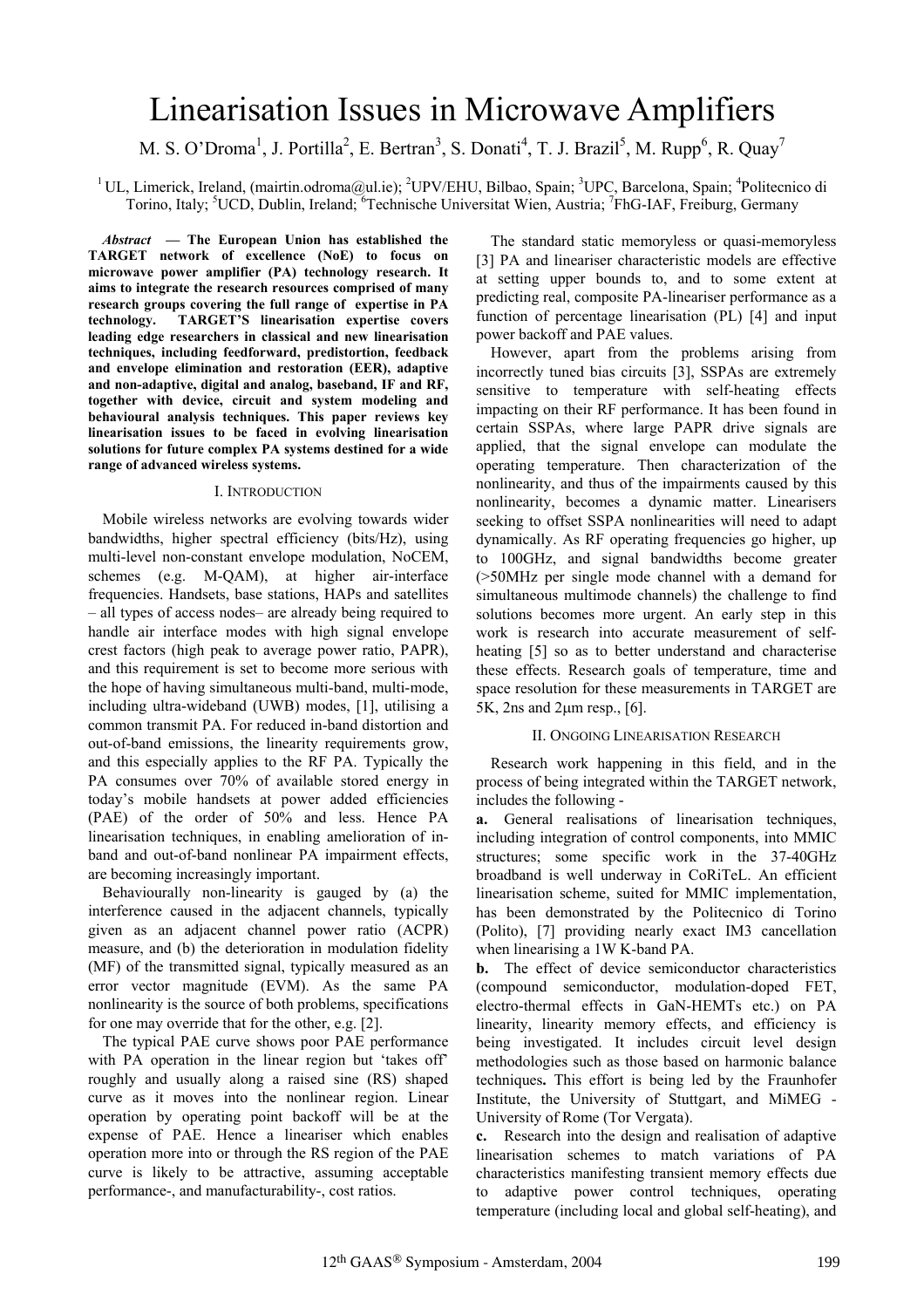# Linearisation Issues in Microwave Amplifiers

M. S. O'Droma[1], J. Portilla[2], E. Bertran[3], S. Donati[4], T. J. Brazil[5], M. Rupp[6], R. Quay[7]

[1] UL, Limerick, Ireland, (mairtin.odroma@ul.ie); [2]UPV/EHU, Bilbao, Spain; [3]UPC, Barcelona, Spain; [4]Politecnico di Torino, Italy; [5]UCD, Dublin, Ireland; [6]Technische Universitat Wien, Austria; [7]FhG-IAF, Freiburg, Germany

***Abstract* — The European Union has established the TARGET network of excellence (NoE) to focus on microwave power amplifier (PA) technology research. It aims to integrate the research resources comprised of many research groups covering the full range of expertise in PA technology. TARGET'S linearisation expertise covers leading edge researchers in classical and new linearisation techniques, including feedforward, predistortion, feedback and envelope elimination and restoration (EER), adaptive and non-adaptive, digital and analog, baseband, IF and RF, together with device, circuit and system modeling and behavioural analysis techniques. This paper reviews key linearisation issues to be faced in evolving linearisation solutions for future complex PA systems destined for a wide range of advanced wireless systems.**

## I. Introduction

Mobile wireless networks are evolving towards wider bandwidths, higher spectral efficiency (bits/Hz), using multi-level non-constant envelope modulation, NoCEM, schemes (e.g. M-QAM), at higher air-interface frequencies. Handsets, base stations, HAPs and satellites – all types of access nodes– are already being required to handle air interface modes with high signal envelope crest factors (high peak to average power ratio, PAPR), and this requirement is set to become more serious with the hope of having simultaneous multi-band, multi-mode, including ultra-wideband (UWB) modes, [1], utilising a common transmit PA. For reduced in-band distortion and out-of-band emissions, the linearity requirements grow, and this especially applies to the RF PA. Typically the PA consumes over 70% of available stored energy in today's mobile handsets at power added efficiencies (PAE) of the order of 50% and less. Hence PA linearisation techniques, in enabling amelioration of in-band and out-of-band nonlinear PA impairment effects, are becoming increasingly important.

Behaviourally non-linearity is gauged by (a) the interference caused in the adjacent channels, typically given as an adjacent channel power ratio (ACPR) measure, and (b) the deterioration in modulation fidelity (MF) of the transmitted signal, typically measured as an error vector magnitude (EVM). As the same PA nonlinearity is the source of both problems, specifications for one may override that for the other, e.g. [2].

The typical PAE curve shows poor PAE performance with PA operation in the linear region but 'takes off' roughly and usually along a raised sine (RS) shaped curve as it moves into the nonlinear region. Linear operation by operating point backoff will be at the expense of PAE. Hence a lineariser which enables operation more into or through the RS region of the PAE curve is likely to be attractive, assuming acceptable performance-, and manufacturability-, cost ratios.

The standard static memoryless or quasi-memoryless [3] PA and lineariser characteristic models are effective at setting upper bounds to, and to some extent at predicting real, composite PA-lineariser performance as a function of percentage linearisation (PL) [4] and input power backoff and PAE values.

However, apart from the problems arising from incorrectly tuned bias circuits [3], SSPAs are extremely sensitive to temperature with self-heating effects impacting on their RF performance. It has been found in certain SSPAs, where large PAPR drive signals are applied, that the signal envelope can modulate the operating temperature. Then characterization of the nonlinearity, and thus of the impairments caused by this nonlinearity, becomes a dynamic matter. Linearisers seeking to offset SSPA nonlinearities will need to adapt dynamically. As RF operating frequencies go higher, up to 100GHz, and signal bandwidths become greater (>50MHz per single mode channel with a demand for simultaneous multimode channels) the challenge to find solutions becomes more urgent. An early step in this work is research into accurate measurement of self-heating [5] so as to better understand and characterise these effects. Research goals of temperature, time and space resolution for these measurements in TARGET are 5K, 2ns and 2μm resp., [6].

## II. Ongoing Linearisation Research

Research work happening in this field, and in the process of being integrated within the TARGET network, includes the following -

**a.** General realisations of linearisation techniques, including integration of control components, into MMIC structures; some specific work in the 37-40GHz broadband is well underway in CoRiTeL. An efficient linearisation scheme, suited for MMIC implementation, has been demonstrated by the Politecnico di Torino (Polito), [7] providing nearly exact IM3 cancellation when linearising a 1W K-band PA.

**b.** The effect of device semiconductor characteristics (compound semiconductor, modulation-doped FET, electro-thermal effects in GaN-HEMTs etc.) on PA linearity, linearity memory effects, and efficiency is being investigated. It includes circuit level design methodologies such as those based on harmonic balance techniques**.** This effort is being led by the Fraunhofer Institute, the University of Stuttgart, and MiMEG - University of Rome (Tor Vergata).

**c.** Research into the design and realisation of adaptive linearisation schemes to match variations of PA characteristics manifesting transient memory effects due to adaptive power control techniques, operating temperature (including local and global self-heating), and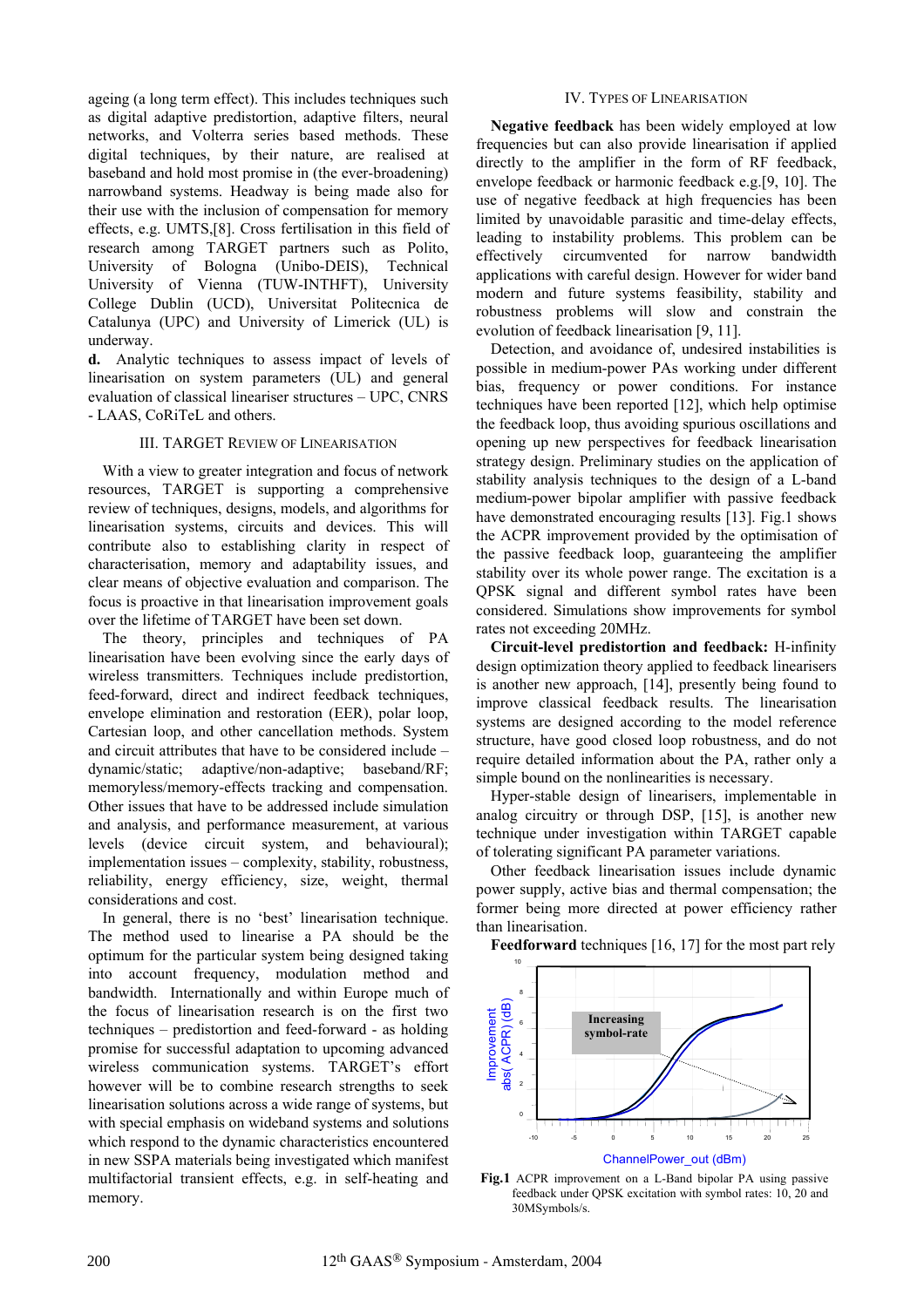ageing (a long term effect). This includes techniques such as digital adaptive predistortion, adaptive filters, neural networks, and Volterra series based methods. These digital techniques, by their nature, are realised at baseband and hold most promise in (the ever-broadening) narrowband systems. Headway is being made also for their use with the inclusion of compensation for memory effects, e.g. UMTS,[8]. Cross fertilisation in this field of research among TARGET partners such as Polito, University of Bologna (Unibo-DEIS), Technical University of Vienna (TUW-INTHFT), University College Dublin (UCD), Universitat Politecnica de Catalunya (UPC) and University of Limerick (UL) is underway.

**d.** Analytic techniques to assess impact of levels of linearisation on system parameters (UL) and general evaluation of classical lineariser structures – UPC, CNRS - LAAS, CoRiTeL and others.

## III. TARGET Review of Linearisation

With a view to greater integration and focus of network resources, TARGET is supporting a comprehensive review of techniques, designs, models, and algorithms for linearisation systems, circuits and devices. This will contribute also to establishing clarity in respect of characterisation, memory and adaptability issues, and clear means of objective evaluation and comparison. The focus is proactive in that linearisation improvement goals over the lifetime of TARGET have been set down.

The theory, principles and techniques of PA linearisation have been evolving since the early days of wireless transmitters. Techniques include predistortion, feed-forward, direct and indirect feedback techniques, envelope elimination and restoration (EER), polar loop, Cartesian loop, and other cancellation methods. System and circuit attributes that have to be considered include – dynamic/static; adaptive/non-adaptive; baseband/RF; memoryless/memory-effects tracking and compensation. Other issues that have to be addressed include simulation and analysis, and performance measurement, at various levels (device circuit system, and behavioural); implementation issues – complexity, stability, robustness, reliability, energy efficiency, size, weight, thermal considerations and cost.

In general, there is no 'best' linearisation technique. The method used to linearise a PA should be the optimum for the particular system being designed taking into account frequency, modulation method and bandwidth. Internationally and within Europe much of the focus of linearisation research is on the first two techniques – predistortion and feed-forward - as holding promise for successful adaptation to upcoming advanced wireless communication systems. TARGET's effort however will be to combine research strengths to seek linearisation solutions across a wide range of systems, but with special emphasis on wideband systems and solutions which respond to the dynamic characteristics encountered in new SSPA materials being investigated which manifest multifactorial transient effects, e.g. in self-heating and memory.

## IV. Types of Linearisation

**Negative feedback** has been widely employed at low frequencies but can also provide linearisation if applied directly to the amplifier in the form of RF feedback, envelope feedback or harmonic feedback e.g.[9, 10]. The use of negative feedback at high frequencies has been limited by unavoidable parasitic and time-delay effects, leading to instability problems. This problem can be effectively circumvented for narrow bandwidth applications with careful design. However for wider band modern and future systems feasibility, stability and robustness problems will slow and constrain the evolution of feedback linearisation [9, 11].

Detection, and avoidance of, undesired instabilities is possible in medium-power PAs working under different bias, frequency or power conditions. For instance techniques have been reported [12], which help optimise the feedback loop, thus avoiding spurious oscillations and opening up new perspectives for feedback linearisation strategy design. Preliminary studies on the application of stability analysis techniques to the design of a L-band medium-power bipolar amplifier with passive feedback have demonstrated encouraging results [13]. Fig.1 shows the ACPR improvement provided by the optimisation of the passive feedback loop, guaranteeing the amplifier stability over its whole power range. The excitation is a QPSK signal and different symbol rates have been considered. Simulations show improvements for symbol rates not exceeding 20MHz.

**Circuit-level predistortion and feedback:** H-infinity design optimization theory applied to feedback linearisers is another new approach, [14], presently being found to improve classical feedback results. The linearisation systems are designed according to the model reference structure, have good closed loop robustness, and do not require detailed information about the PA, rather only a simple bound on the nonlinearities is necessary.

Hyper-stable design of linearisers, implementable in analog circuitry or through DSP, [15], is another new technique under investigation within TARGET capable of tolerating significant PA parameter variations.

Other feedback linearisation issues include dynamic power supply, active bias and thermal compensation; the former being more directed at power efficiency rather than linearisation.

**Feedforward** techniques [16, 17] for the most part rely

**Fig.1** ACPR improvement on a L-Band bipolar PA using passive feedback under QPSK excitation with symbol rates: 10, 20 and 30MSymbols/s.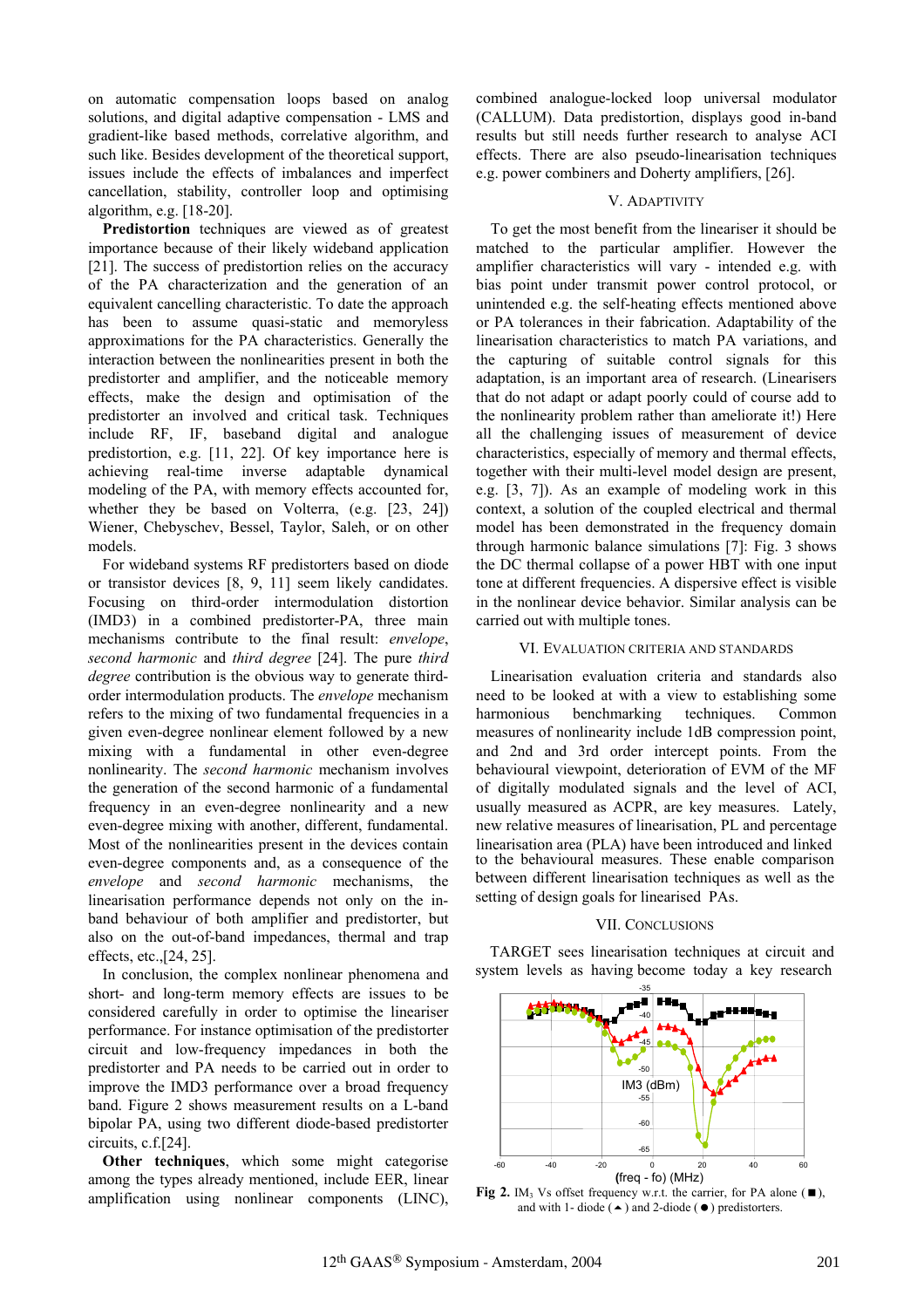on automatic compensation loops based on analog solutions, and digital adaptive compensation - LMS and gradient-like based methods, correlative algorithm, and such like. Besides development of the theoretical support, issues include the effects of imbalances and imperfect cancellation, stability, controller loop and optimising algorithm, e.g. [18-20].

**Predistortion** techniques are viewed as of greatest importance because of their likely wideband application [21]. The success of predistortion relies on the accuracy of the PA characterization and the generation of an equivalent cancelling characteristic. To date the approach has been to assume quasi-static and memoryless approximations for the PA characteristics. Generally the interaction between the nonlinearities present in both the predistorter and amplifier, and the noticeable memory effects, make the design and optimisation of the predistorter an involved and critical task. Techniques include RF, IF, baseband digital and analogue predistortion, e.g. [11, 22]. Of key importance here is achieving real-time inverse adaptable dynamical modeling of the PA, with memory effects accounted for, whether they be based on Volterra, (e.g. [23, 24]) Wiener, Chebyschev, Bessel, Taylor, Saleh, or on other models.

For wideband systems RF predistorters based on diode or transistor devices [8, 9, 11] seem likely candidates. Focusing on third-order intermodulation distortion (IMD3) in a combined predistorter-PA, three main mechanisms contribute to the final result: *envelope*, *second harmonic* and *third degree* [24]. The pure *third degree* contribution is the obvious way to generate third-order intermodulation products. The *envelope* mechanism refers to the mixing of two fundamental frequencies in a given even-degree nonlinear element followed by a new mixing with a fundamental in other even-degree nonlinearity. The *second harmonic* mechanism involves the generation of the second harmonic of a fundamental frequency in an even-degree nonlinearity and a new even-degree mixing with another, different, fundamental. Most of the nonlinearities present in the devices contain even-degree components and, as a consequence of the *envelope* and *second harmonic* mechanisms, the linearisation performance depends not only on the in-band behaviour of both amplifier and predistorter, but also on the out-of-band impedances, thermal and trap effects, etc.,[24, 25].

In conclusion, the complex nonlinear phenomena and short- and long-term memory effects are issues to be considered carefully in order to optimise the lineariser performance. For instance optimisation of the predistorter circuit and low-frequency impedances in both the predistorter and PA needs to be carried out in order to improve the IMD3 performance over a broad frequency band. Figure 2 shows measurement results on a L-band bipolar PA, using two different diode-based predistorter circuits, c.f.[24].

**Other techniques**, which some might categorise among the types already mentioned, include EER, linear amplification using nonlinear components (LINC), combined analogue-locked loop universal modulator (CALLUM). Data predistortion, displays good in-band results but still needs further research to analyse ACI effects. There are also pseudo-linearisation techniques e.g. power combiners and Doherty amplifiers, [26].

## V. Adaptivity

To get the most benefit from the lineariser it should be matched to the particular amplifier. However the amplifier characteristics will vary - intended e.g. with bias point under transmit power control protocol, or unintended e.g. the self-heating effects mentioned above or PA tolerances in their fabrication. Adaptability of the linearisation characteristics to match PA variations, and the capturing of suitable control signals for this adaptation, is an important area of research. (Linearisers that do not adapt or adapt poorly could of course add to the nonlinearity problem rather than ameliorate it!) Here all the challenging issues of measurement of device characteristics, especially of memory and thermal effects, together with their multi-level model design are present, e.g. [3, 7]). As an example of modeling work in this context, a solution of the coupled electrical and thermal model has been demonstrated in the frequency domain through harmonic balance simulations [7]: Fig. 3 shows the DC thermal collapse of a power HBT with one input tone at different frequencies. A dispersive effect is visible in the nonlinear device behavior. Similar analysis can be carried out with multiple tones.

## VI. Evaluation Criteria and Standards

Linearisation evaluation criteria and standards also need to be looked at with a view to establishing some harmonious benchmarking techniques. Common measures of nonlinearity include 1dB compression point, and 2nd and 3rd order intercept points. From the behavioural viewpoint, deterioration of EVM of the MF of digitally modulated signals and the level of ACI, usually measured as ACPR, are key measures. Lately, new relative measures of linearisation, PL and percentage linearisation area (PLA) have been introduced and linked to the behavioural measures. These enable comparison between different linearisation techniques as well as the setting of design goals for linearised PAs.

## VII. Conclusions

TARGET sees linearisation techniques at circuit and system levels as having become today a key research

**Fig 2.** $IM_3$ Vs offset frequency w.r.t. the carrier, for PA alone (■), and with 1- diode (▲) and 2-diode (●) predistorters.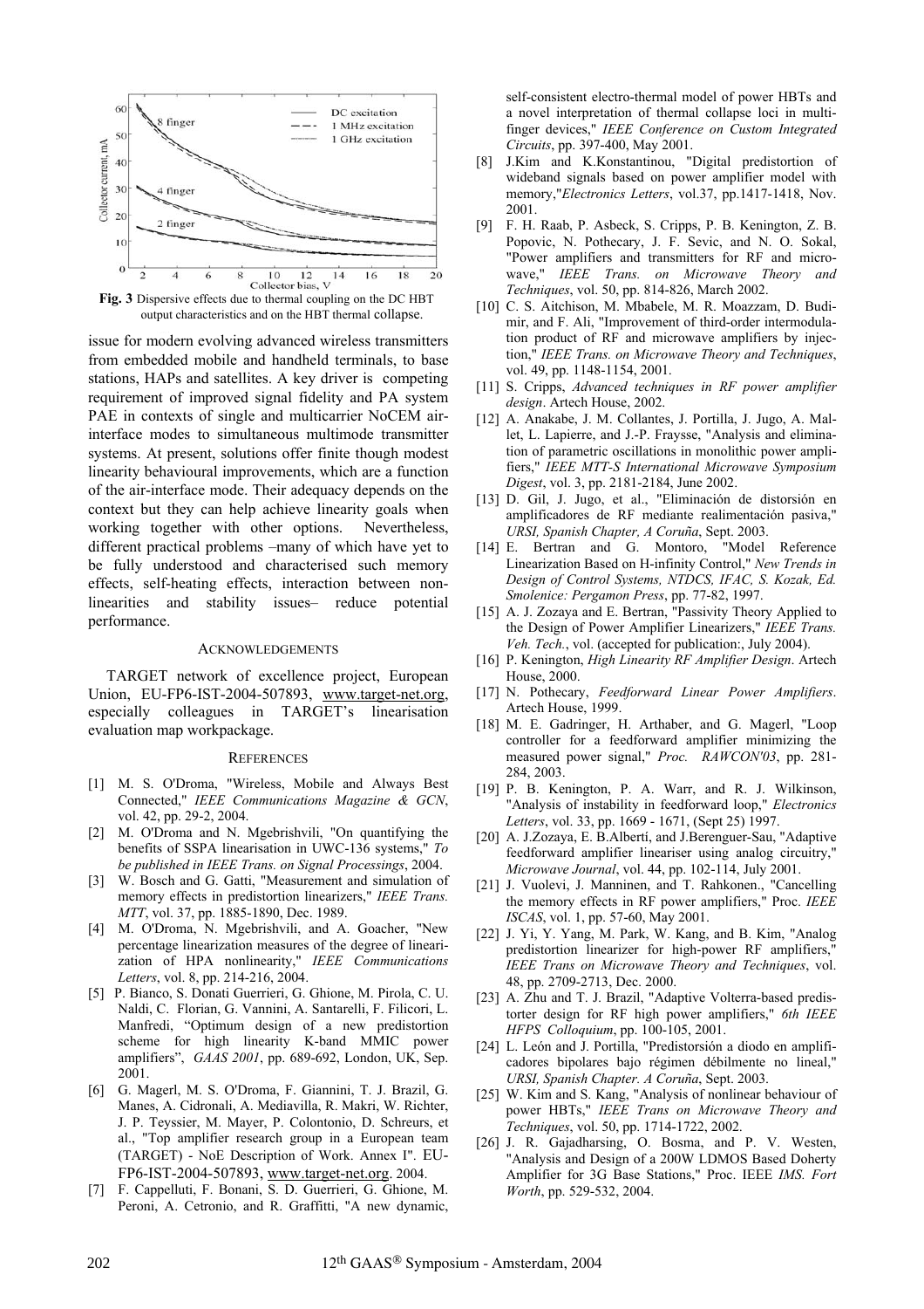Collector current, mA

60
50
40
30
20
10
0

8 finger
4 finger
2 finger

DC excitation
1 MHz excitation
1 GHz excitation

2 4 6 8 10 12 14 16 18 20
Collector bias, V

**Fig. 3** Dispersive effects due to thermal coupling on the DC HBT output characteristics and on the HBT thermal collapse.

issue for modern evolving advanced wireless transmitters from embedded mobile and handheld terminals, to base stations, HAPs and satellites. A key driver is competing requirement of improved signal fidelity and PA system PAE in contexts of single and multicarrier NoCEM air-interface modes to simultaneous multimode transmitter systems. At present, solutions offer finite though modest linearity behavioural improvements, which are a function of the air-interface mode. Their adequacy depends on the context but they can help achieve linearity goals when working together with other options. Nevertheless, different practical problems –many of which have yet to be fully understood and characterised such memory effects, self-heating effects, interaction between non-linearities and stability issues– reduce potential performance.

## ACKNOWLEDGEMENTS

TARGET network of excellence project, European Union, EU-FP6-IST-2004-507893, www.target-net.org, especially colleagues in TARGET's linearisation evaluation map workpackage.

## REFERENCES

[1] M. S. O'Droma, "Wireless, Mobile and Always Best Connected," *IEEE Communications Magazine & GCN*, vol. 42, pp. 29-2, 2004.

[2] M. O'Droma and N. Mgebrishvili, "On quantifying the benefits of SSPA linearisation in UWC-136 systems," *To be published in IEEE Trans. on Signal Processings*, 2004.

[3] W. Bosch and G. Gatti, "Measurement and simulation of memory effects in predistortion linearizers," *IEEE Trans. MTT*, vol. 37, pp. 1885-1890, Dec. 1989.

[4] M. O'Droma, N. Mgebrishvili, and A. Goacher, "New percentage linearization measures of the degree of linearization of HPA nonlinearity," *IEEE Communications Letters*, vol. 8, pp. 214-216, 2004.

[5] P. Bianco, S. Donati Guerrieri, G. Ghione, M. Pirola, C. U. Naldi, C. Florian, G. Vannini, A. Santarelli, F. Filicori, L. Manfredi, "Optimum design of a new predistortion scheme for high linearity K-band MMIC power amplifiers", *GAAS 2001*, pp. 689-692, London, UK, Sep. 2001.

[6] G. Magerl, M. S. O'Droma, F. Giannini, T. J. Brazil, G. Manes, A. Cidronali, A. Mediavilla, R. Makri, W. Richter, J. P. Teyssier, M. Mayer, P. Colontonio, D. Schreurs, et al., "Top amplifier research group in a European team (TARGET) - NoE Description of Work. Annex I". EU-FP6-IST-2004-507893, www.target-net.org. 2004.

[7] F. Cappelluti, F. Bonani, S. D. Guerrieri, G. Ghione, M. Peroni, A. Cetronio, and R. Graffitti, "A new dynamic, self-consistent electro-thermal model of power HBTs and a novel interpretation of thermal collapse loci in multi-finger devices," *IEEE Conference on Custom Integrated Circuits*, pp. 397-400, May 2001.

[8] J.Kim and K.Konstantinou, "Digital predistortion of wideband signals based on power amplifier model with memory,"*Electronics Letters*, vol.37, pp.1417-1418, Nov. 2001.

[9] F. H. Raab, P. Asbeck, S. Cripps, P. B. Kenington, Z. B. Popovic, N. Pothecary, J. F. Sevic, and N. O. Sokal, "Power amplifiers and transmitters for RF and microwave," *IEEE Trans. on Microwave Theory and Techniques*, vol. 50, pp. 814-826, March 2002.

[10] C. S. Aitchison, M. Mbabele, M. R. Moazzam, D. Budimir, and F. Ali, "Improvement of third-order intermodulation product of RF and microwave amplifiers by injection," *IEEE Trans. on Microwave Theory and Techniques*, vol. 49, pp. 1148-1154, 2001.

[11] S. Cripps, *Advanced techniques in RF power amplifier design*. Artech House, 2002.

[12] A. Anakabe, J. M. Collantes, J. Portilla, J. Jugo, A. Mallet, L. Lapierre, and J.-P. Fraysse, "Analysis and elimination of parametric oscillations in monolithic power amplifiers," *IEEE MTT-S International Microwave Symposium Digest*, vol. 3, pp. 2181-2184, June 2002.

[13] D. Gil, J. Jugo, et al., "Eliminación de distorsión en amplificadores de RF mediante realimentación pasiva," *URSI, Spanish Chapter, A Coruña*, Sept. 2003.

[14] E. Bertran and G. Montoro, "Model Reference Linearization Based on H-infinity Control," *New Trends in Design of Control Systems, NTDCS, IFAC, S. Kozak, Ed. Smolenice: Pergamon Press*, pp. 77-82, 1997.

[15] A. J. Zozaya and E. Bertran, "Passivity Theory Applied to the Design of Power Amplifier Linearizers," *IEEE Trans. Veh. Tech.*, vol. (accepted for publication:, July 2004).

[16] P. Kenington, *High Linearity RF Amplifier Design*. Artech House, 2000.

[17] N. Pothecary, *Feedforward Linear Power Amplifiers*. Artech House, 1999.

[18] M. E. Gadringer, H. Arthaber, and G. Magerl, "Loop controller for a feedforward amplifier minimizing the measured power signal," *Proc. RAWCON'03*, pp. 281-284, 2003.

[19] P. B. Kenington, P. A. Warr, and R. J. Wilkinson, "Analysis of instability in feedforward loop," *Electronics Letters*, vol. 33, pp. 1669 - 1671, (Sept 25) 1997.

[20] A. J.Zozaya, E. B.Albertí, and J.Berenguer-Sau, "Adaptive feedforward amplifier lineariser using analog circuitry," *Microwave Journal*, vol. 44, pp. 102-114, July 2001.

[21] J. Vuolevi, J. Manninen, and T. Rahkonen., "Cancelling the memory effects in RF power amplifiers," Proc. *IEEE ISCAS*, vol. 1, pp. 57-60, May 2001.

[22] J. Yi, Y. Yang, M. Park, W. Kang, and B. Kim, "Analog predistortion linearizer for high-power RF amplifiers," *IEEE Trans on Microwave Theory and Techniques*, vol. 48, pp. 2709-2713, Dec. 2000.

[23] A. Zhu and T. J. Brazil, "Adaptive Volterra-based predistorter design for RF high power amplifiers," *6th IEEE HFPS Colloquium*, pp. 100-105, 2001.

[24] L. León and J. Portilla, "Predistorsión a diodo en amplificadores bipolares bajo régimen débilmente no lineal," *URSI, Spanish Chapter. A Coruña*, Sept. 2003.

[25] W. Kim and S. Kang, "Analysis of nonlinear behaviour of power HBTs," *IEEE Trans on Microwave Theory and Techniques*, vol. 50, pp. 1714-1722, 2002.

[26] J. R. Gajadharsing, O. Bosma, and P. V. Westen, "Analysis and Design of a 200W LDMOS Based Doherty Amplifier for 3G Base Stations," Proc. IEEE *IMS. Fort Worth*, pp. 529-532, 2004.